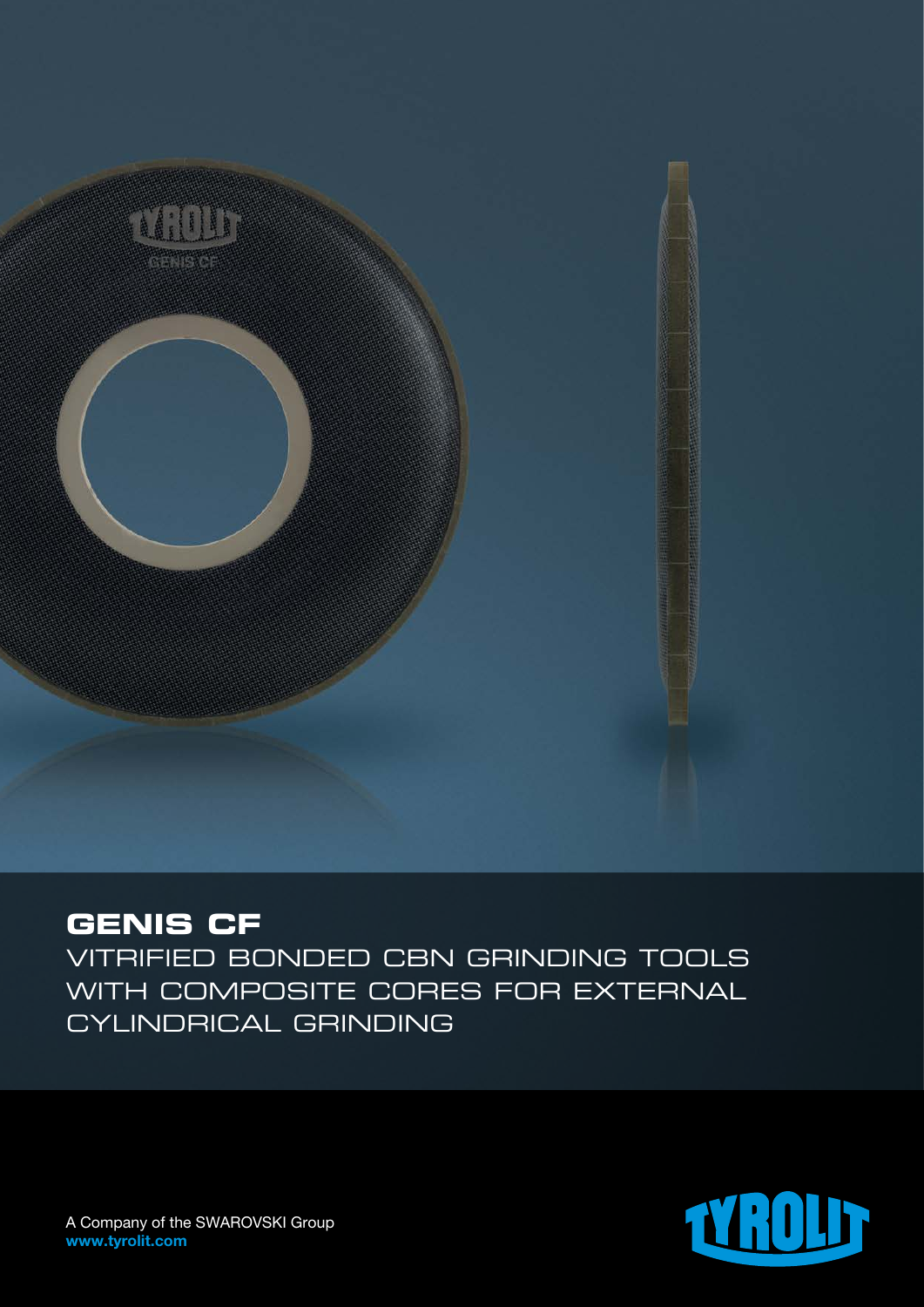# GENIS CF

VITRIFIED BONDED CBN GRINDING TOOLS WITH COMPOSITE CORES FOR EXTERNAL CYLINDRICAL GRINDING

A Company of the SWAROVSKI Group
**www.tyrolit.com**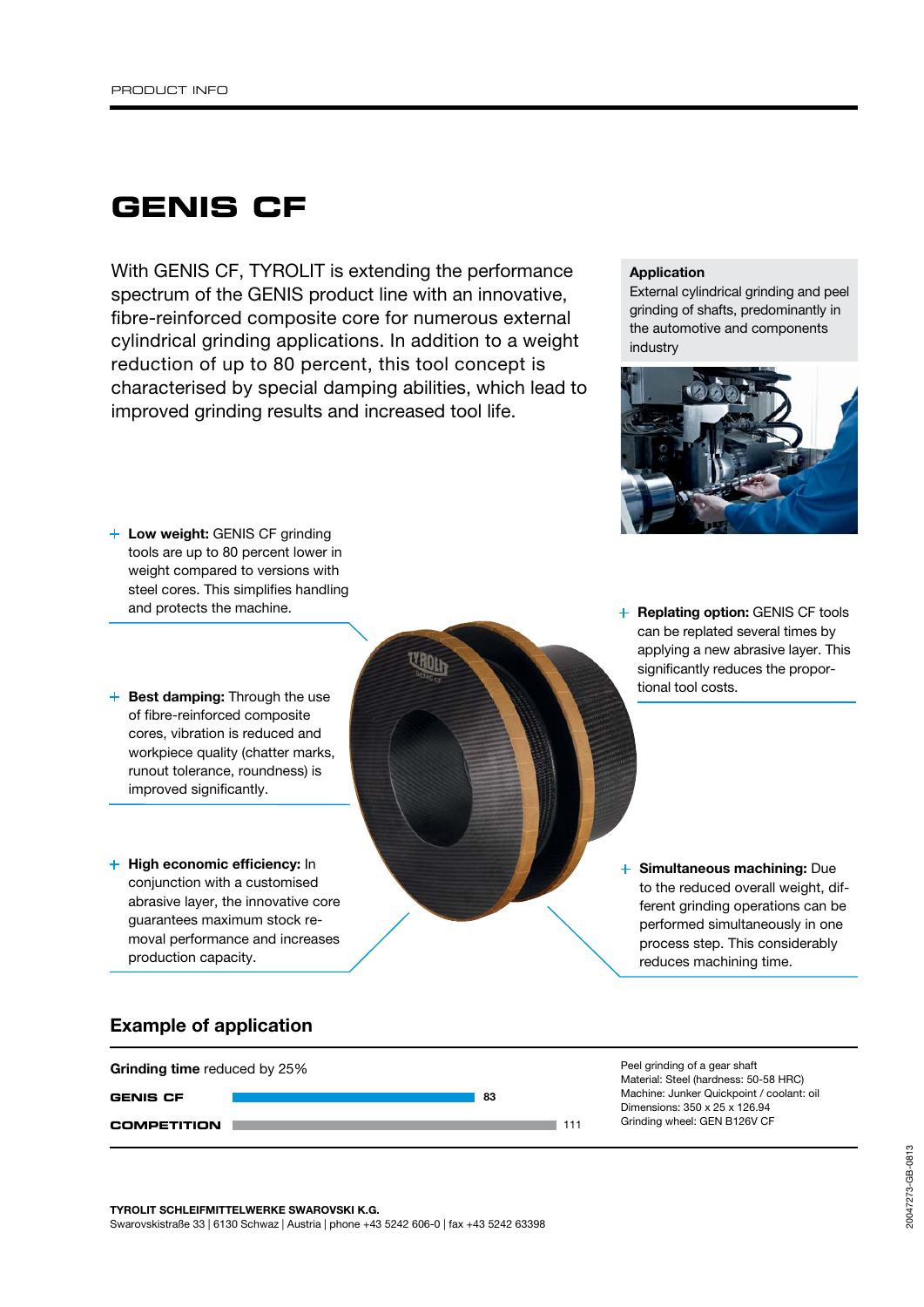PRODUCT INFO

# GENIS CF

With GENIS CF, TYROLIT is extending the performance spectrum of the GENIS product line with an innovative, fibre-reinforced composite core for numerous external cylindrical grinding applications. In addition to a weight reduction of up to 80 percent, this tool concept is characterised by special damping abilities, which lead to improved grinding results and increased tool life.

**Application**
External cylindrical grinding and peel grinding of shafts, predominantly in the automotive and components industry

+ **Low weight:** GENIS CF grinding tools are up to 80 percent lower in weight compared to versions with steel cores. This simplifies handling and protects the machine.

+ **Best damping:** Through the use of fibre-reinforced composite cores, vibration is reduced and workpiece quality (chatter marks, runout tolerance, roundness) is improved significantly.

+ **High economic efficiency:** In conjunction with a customised abrasive layer, the innovative core guarantees maximum stock removal performance and increases production capacity.

+ **Replating option:** GENIS CF tools can be replated several times by applying a new abrasive layer. This significantly reduces the proportional tool costs.

+ **Simultaneous machining:** Due to the reduced overall weight, different grinding operations can be performed simultaneously in one process step. This considerably reduces machining time.

## Example of application

**Grinding time** reduced by 25%

GENIS CF 83

COMPETITION 111

Peel grinding of a gear shaft
Material: Steel (hardness: 50-58 HRC)
Machine: Junker Quickpoint / coolant: oil
Dimensions: 350 x 25 x 126.94
Grinding wheel: GEN B126V CF

**TYROLIT SCHLEIFMITTELWERKE SWAROVSKI K.G.**
Swarovskistraße 33 | 6130 Schwaz | Austria | phone +43 5242 606-0 | fax +43 5242 63398

2004727З-GB-0813